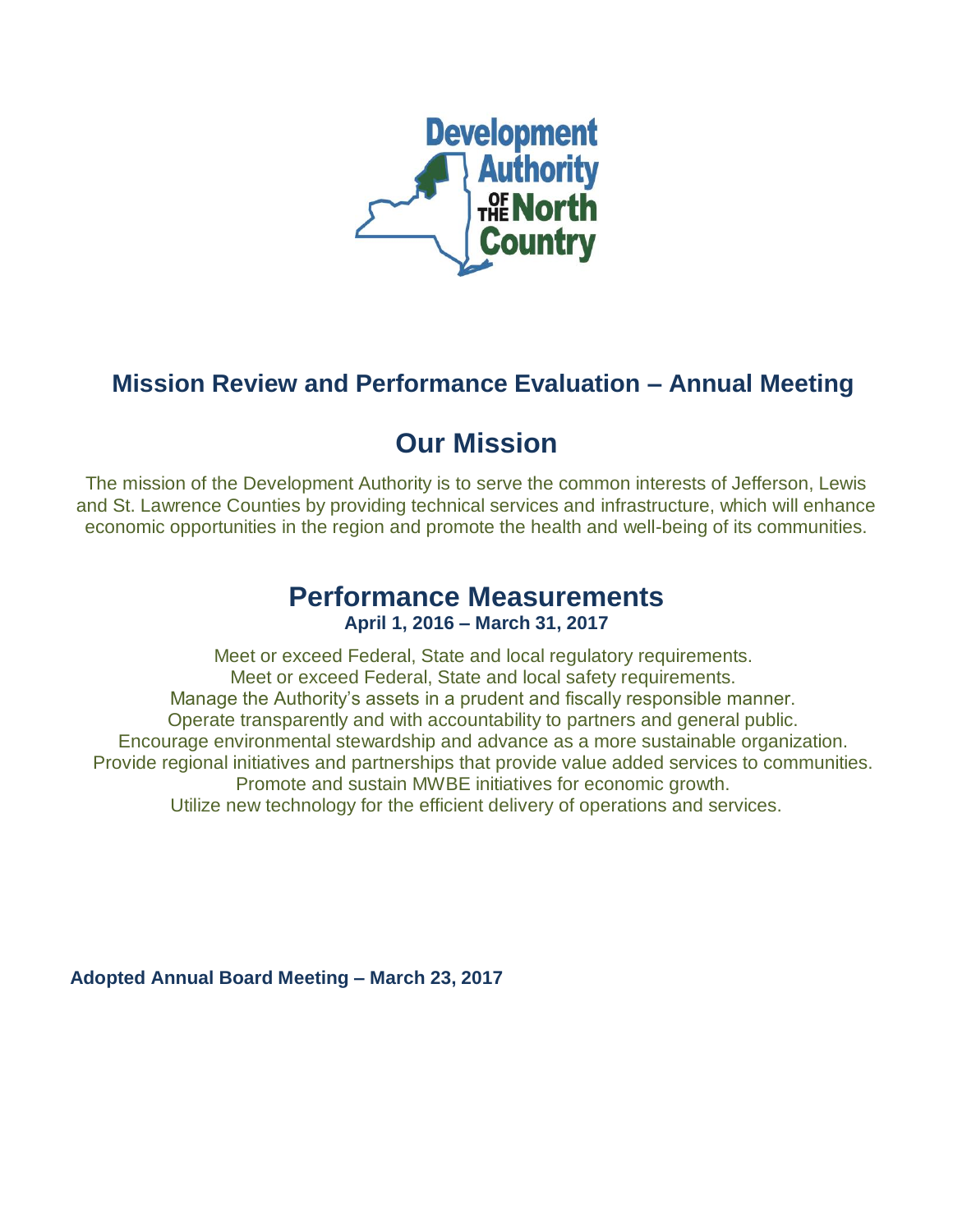Development Authority of the North Country

# Mission Review and Performance Evaluation – Annual Meeting

## Our Mission

The mission of the Development Authority is to serve the common interests of Jefferson, Lewis and St. Lawrence Counties by providing technical services and infrastructure, which will enhance economic opportunities in the region and promote the health and well-being of its communities.

## Performance Measurements

**April 1, 2016 – March 31, 2017**

Meet or exceed Federal, State and local regulatory requirements.
Meet or exceed Federal, State and local safety requirements.
Manage the Authority's assets in a prudent and fiscally responsible manner.
Operate transparently and with accountability to partners and general public.
Encourage environmental stewardship and advance as a more sustainable organization.
Provide regional initiatives and partnerships that provide value added services to communities.
Promote and sustain MWBE initiatives for economic growth.
Utilize new technology for the efficient delivery of operations and services.

**Adopted Annual Board Meeting – March 23, 2017**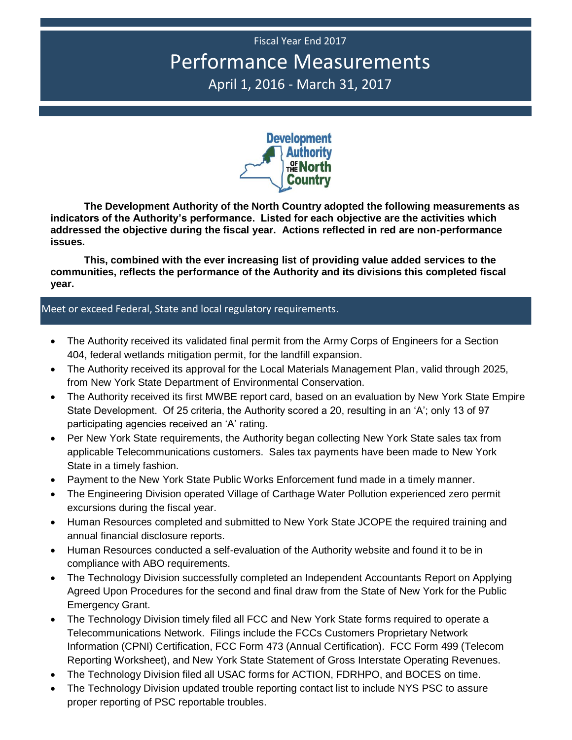Fiscal Year End 2017

# Performance Measurements

April 1, 2016 - March 31, 2017

**The Development Authority of the North Country adopted the following measurements as indicators of the Authority's performance. Listed for each objective are the activities which addressed the objective during the fiscal year. Actions reflected in red are non-performance issues.**

**This, combined with the ever increasing list of providing value added services to the communities, reflects the performance of the Authority and its divisions this completed fiscal year.**

## Meet or exceed Federal, State and local regulatory requirements.

- The Authority received its validated final permit from the Army Corps of Engineers for a Section 404, federal wetlands mitigation permit, for the landfill expansion.
- The Authority received its approval for the Local Materials Management Plan, valid through 2025, from New York State Department of Environmental Conservation.
- The Authority received its first MWBE report card, based on an evaluation by New York State Empire State Development. Of 25 criteria, the Authority scored a 20, resulting in an 'A'; only 13 of 97 participating agencies received an 'A' rating.
- Per New York State requirements, the Authority began collecting New York State sales tax from applicable Telecommunications customers. Sales tax payments have been made to New York State in a timely fashion.
- Payment to the New York State Public Works Enforcement fund made in a timely manner.
- The Engineering Division operated Village of Carthage Water Pollution experienced zero permit excursions during the fiscal year.
- Human Resources completed and submitted to New York State JCOPE the required training and annual financial disclosure reports.
- Human Resources conducted a self-evaluation of the Authority website and found it to be in compliance with ABO requirements.
- The Technology Division successfully completed an Independent Accountants Report on Applying Agreed Upon Procedures for the second and final draw from the State of New York for the Public Emergency Grant.
- The Technology Division timely filed all FCC and New York State forms required to operate a Telecommunications Network. Filings include the FCCs Customers Proprietary Network Information (CPNI) Certification, FCC Form 473 (Annual Certification). FCC Form 499 (Telecom Reporting Worksheet), and New York State Statement of Gross Interstate Operating Revenues.
- The Technology Division filed all USAC forms for ACTION, FDRHPO, and BOCES on time.
- The Technology Division updated trouble reporting contact list to include NYS PSC to assure proper reporting of PSC reportable troubles.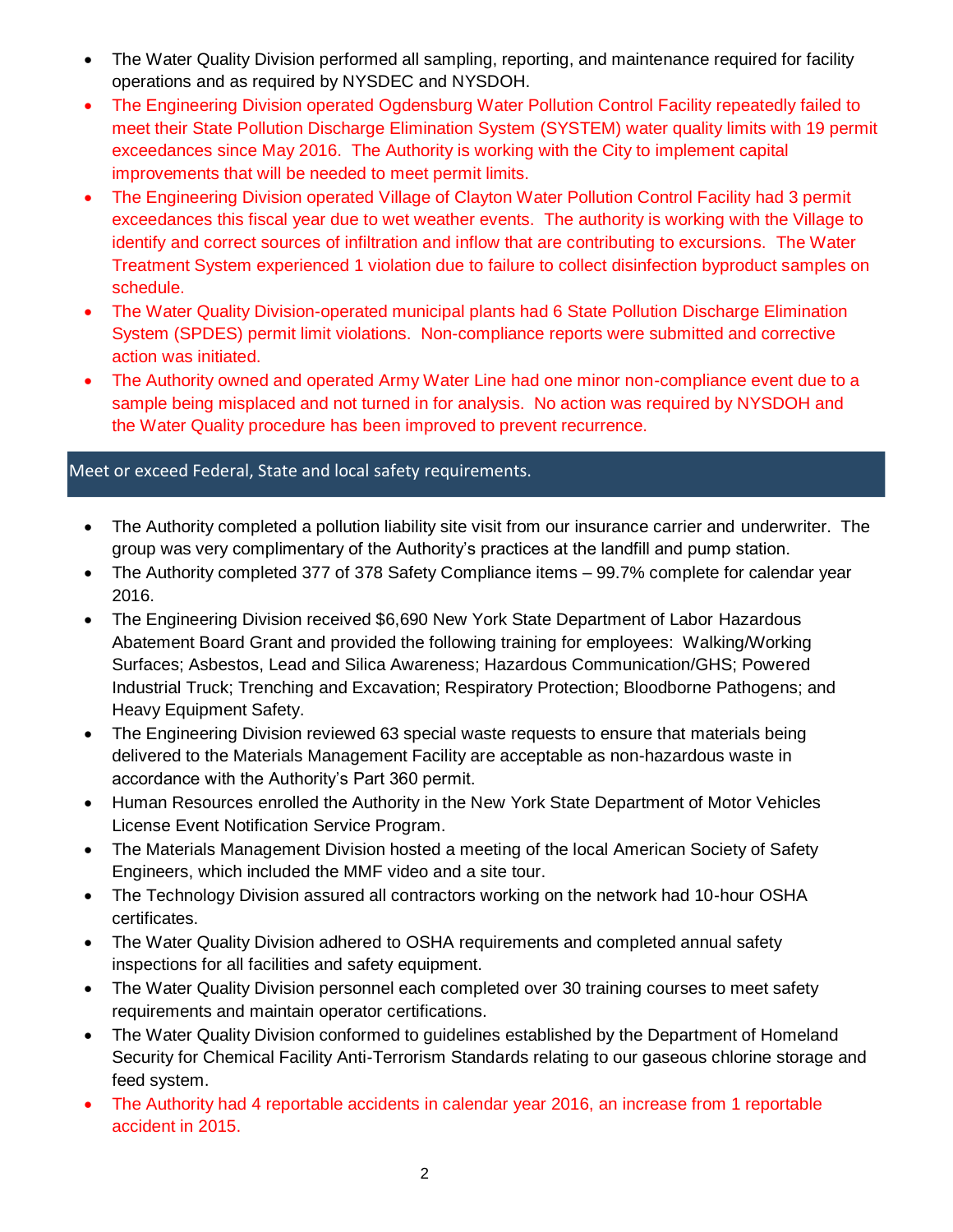- The Water Quality Division performed all sampling, reporting, and maintenance required for facility operations and as required by NYSDEC and NYSDOH.
- The Engineering Division operated Ogdensburg Water Pollution Control Facility repeatedly failed to meet their State Pollution Discharge Elimination System (SYSTEM) water quality limits with 19 permit exceedances since May 2016. The Authority is working with the City to implement capital improvements that will be needed to meet permit limits.
- The Engineering Division operated Village of Clayton Water Pollution Control Facility had 3 permit exceedances this fiscal year due to wet weather events. The authority is working with the Village to identify and correct sources of infiltration and inflow that are contributing to excursions. The Water Treatment System experienced 1 violation due to failure to collect disinfection byproduct samples on schedule.
- The Water Quality Division-operated municipal plants had 6 State Pollution Discharge Elimination System (SPDES) permit limit violations. Non-compliance reports were submitted and corrective action was initiated.
- The Authority owned and operated Army Water Line had one minor non-compliance event due to a sample being misplaced and not turned in for analysis. No action was required by NYSDOH and the Water Quality procedure has been improved to prevent recurrence.

## Meet or exceed Federal, State and local safety requirements.

- The Authority completed a pollution liability site visit from our insurance carrier and underwriter. The group was very complimentary of the Authority's practices at the landfill and pump station.
- The Authority completed 377 of 378 Safety Compliance items – 99.7% complete for calendar year 2016.
- The Engineering Division received $6,690 New York State Department of Labor Hazardous Abatement Board Grant and provided the following training for employees: Walking/Working Surfaces; Asbestos, Lead and Silica Awareness; Hazardous Communication/GHS; Powered Industrial Truck; Trenching and Excavation; Respiratory Protection; Bloodborne Pathogens; and Heavy Equipment Safety.
- The Engineering Division reviewed 63 special waste requests to ensure that materials being delivered to the Materials Management Facility are acceptable as non-hazardous waste in accordance with the Authority's Part 360 permit.
- Human Resources enrolled the Authority in the New York State Department of Motor Vehicles License Event Notification Service Program.
- The Materials Management Division hosted a meeting of the local American Society of Safety Engineers, which included the MMF video and a site tour.
- The Technology Division assured all contractors working on the network had 10-hour OSHA certificates.
- The Water Quality Division adhered to OSHA requirements and completed annual safety inspections for all facilities and safety equipment.
- The Water Quality Division personnel each completed over 30 training courses to meet safety requirements and maintain operator certifications.
- The Water Quality Division conformed to guidelines established by the Department of Homeland Security for Chemical Facility Anti-Terrorism Standards relating to our gaseous chlorine storage and feed system.
- The Authority had 4 reportable accidents in calendar year 2016, an increase from 1 reportable accident in 2015.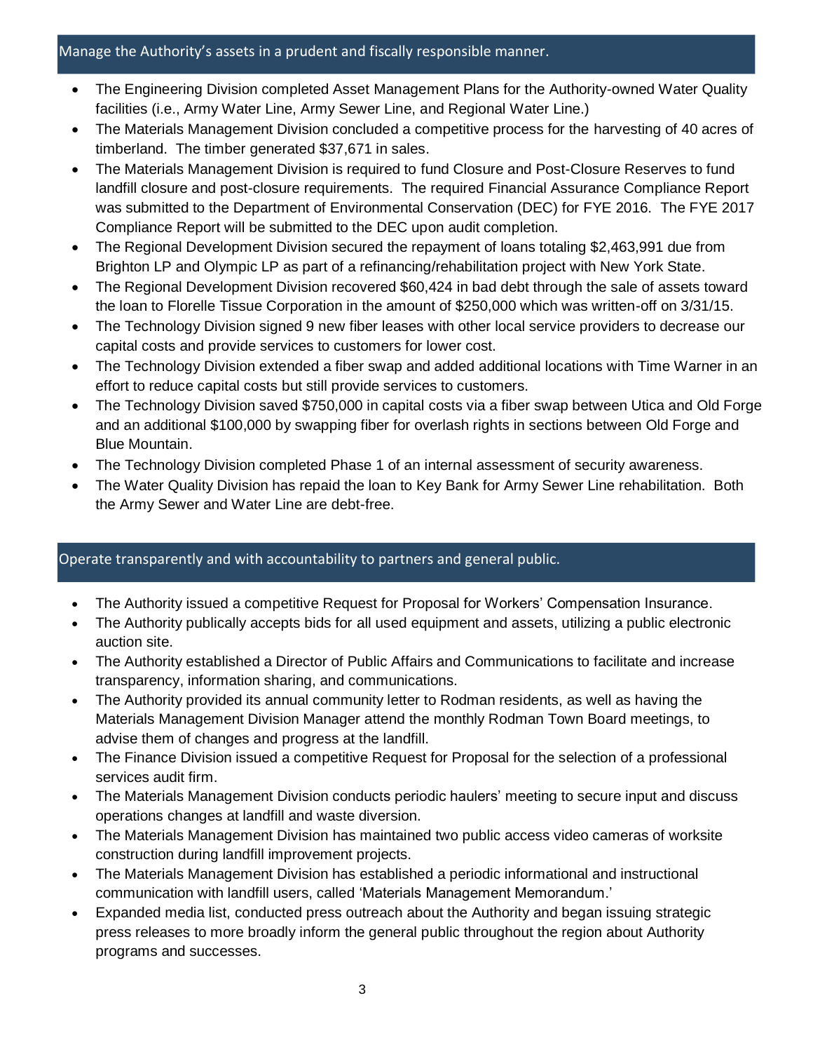## Manage the Authority's assets in a prudent and fiscally responsible manner.

- The Engineering Division completed Asset Management Plans for the Authority-owned Water Quality facilities (i.e., Army Water Line, Army Sewer Line, and Regional Water Line.)
- The Materials Management Division concluded a competitive process for the harvesting of 40 acres of timberland. The timber generated $37,671 in sales.
- The Materials Management Division is required to fund Closure and Post-Closure Reserves to fund landfill closure and post-closure requirements. The required Financial Assurance Compliance Report was submitted to the Department of Environmental Conservation (DEC) for FYE 2016. The FYE 2017 Compliance Report will be submitted to the DEC upon audit completion.
- The Regional Development Division secured the repayment of loans totaling $2,463,991 due from Brighton LP and Olympic LP as part of a refinancing/rehabilitation project with New York State.
- The Regional Development Division recovered $60,424 in bad debt through the sale of assets toward the loan to Florelle Tissue Corporation in the amount of $250,000 which was written-off on 3/31/15.
- The Technology Division signed 9 new fiber leases with other local service providers to decrease our capital costs and provide services to customers for lower cost.
- The Technology Division extended a fiber swap and added additional locations with Time Warner in an effort to reduce capital costs but still provide services to customers.
- The Technology Division saved $750,000 in capital costs via a fiber swap between Utica and Old Forge and an additional $100,000 by swapping fiber for overlash rights in sections between Old Forge and Blue Mountain.
- The Technology Division completed Phase 1 of an internal assessment of security awareness.
- The Water Quality Division has repaid the loan to Key Bank for Army Sewer Line rehabilitation. Both the Army Sewer and Water Line are debt-free.

## Operate transparently and with accountability to partners and general public.

- The Authority issued a competitive Request for Proposal for Workers' Compensation Insurance.
- The Authority publically accepts bids for all used equipment and assets, utilizing a public electronic auction site.
- The Authority established a Director of Public Affairs and Communications to facilitate and increase transparency, information sharing, and communications.
- The Authority provided its annual community letter to Rodman residents, as well as having the Materials Management Division Manager attend the monthly Rodman Town Board meetings, to advise them of changes and progress at the landfill.
- The Finance Division issued a competitive Request for Proposal for the selection of a professional services audit firm.
- The Materials Management Division conducts periodic haulers' meeting to secure input and discuss operations changes at landfill and waste diversion.
- The Materials Management Division has maintained two public access video cameras of worksite construction during landfill improvement projects.
- The Materials Management Division has established a periodic informational and instructional communication with landfill users, called 'Materials Management Memorandum.'
- Expanded media list, conducted press outreach about the Authority and began issuing strategic press releases to more broadly inform the general public throughout the region about Authority programs and successes.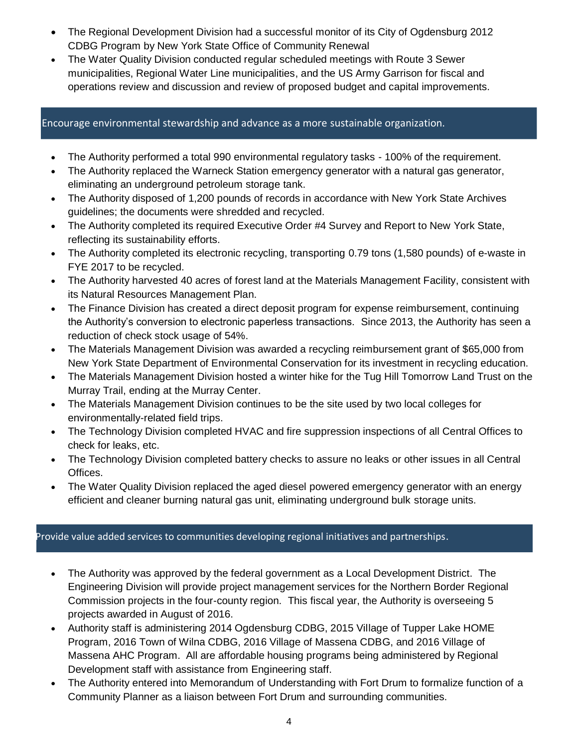- The Regional Development Division had a successful monitor of its City of Ogdensburg 2012 CDBG Program by New York State Office of Community Renewal
- The Water Quality Division conducted regular scheduled meetings with Route 3 Sewer municipalities, Regional Water Line municipalities, and the US Army Garrison for fiscal and operations review and discussion and review of proposed budget and capital improvements.

## Encourage environmental stewardship and advance as a more sustainable organization.

- The Authority performed a total 990 environmental regulatory tasks - 100% of the requirement.
- The Authority replaced the Warneck Station emergency generator with a natural gas generator, eliminating an underground petroleum storage tank.
- The Authority disposed of 1,200 pounds of records in accordance with New York State Archives guidelines; the documents were shredded and recycled.
- The Authority completed its required Executive Order #4 Survey and Report to New York State, reflecting its sustainability efforts.
- The Authority completed its electronic recycling, transporting 0.79 tons (1,580 pounds) of e-waste in FYE 2017 to be recycled.
- The Authority harvested 40 acres of forest land at the Materials Management Facility, consistent with its Natural Resources Management Plan.
- The Finance Division has created a direct deposit program for expense reimbursement, continuing the Authority's conversion to electronic paperless transactions. Since 2013, the Authority has seen a reduction of check stock usage of 54%.
- The Materials Management Division was awarded a recycling reimbursement grant of $65,000 from New York State Department of Environmental Conservation for its investment in recycling education.
- The Materials Management Division hosted a winter hike for the Tug Hill Tomorrow Land Trust on the Murray Trail, ending at the Murray Center.
- The Materials Management Division continues to be the site used by two local colleges for environmentally-related field trips.
- The Technology Division completed HVAC and fire suppression inspections of all Central Offices to check for leaks, etc.
- The Technology Division completed battery checks to assure no leaks or other issues in all Central Offices.
- The Water Quality Division replaced the aged diesel powered emergency generator with an energy efficient and cleaner burning natural gas unit, eliminating underground bulk storage units.

## Provide value added services to communities developing regional initiatives and partnerships.

- The Authority was approved by the federal government as a Local Development District. The Engineering Division will provide project management services for the Northern Border Regional Commission projects in the four-county region. This fiscal year, the Authority is overseeing 5 projects awarded in August of 2016.
- Authority staff is administering 2014 Ogdensburg CDBG, 2015 Village of Tupper Lake HOME Program, 2016 Town of Wilna CDBG, 2016 Village of Massena CDBG, and 2016 Village of Massena AHC Program. All are affordable housing programs being administered by Regional Development staff with assistance from Engineering staff.
- The Authority entered into Memorandum of Understanding with Fort Drum to formalize function of a Community Planner as a liaison between Fort Drum and surrounding communities.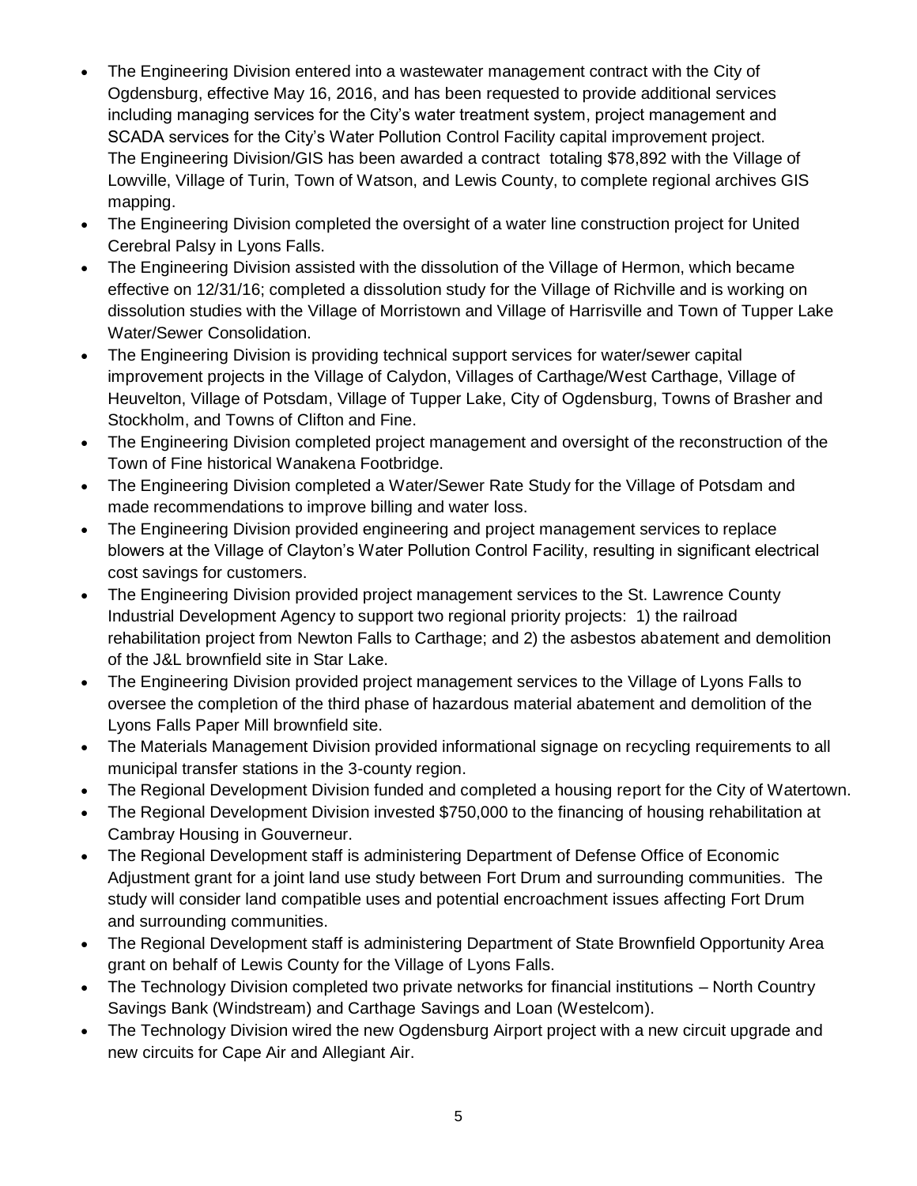- The Engineering Division entered into a wastewater management contract with the City of Ogdensburg, effective May 16, 2016, and has been requested to provide additional services including managing services for the City's water treatment system, project management and SCADA services for the City's Water Pollution Control Facility capital improvement project. The Engineering Division/GIS has been awarded a contract totaling $78,892 with the Village of Lowville, Village of Turin, Town of Watson, and Lewis County, to complete regional archives GIS mapping.
- The Engineering Division completed the oversight of a water line construction project for United Cerebral Palsy in Lyons Falls.
- The Engineering Division assisted with the dissolution of the Village of Hermon, which became effective on 12/31/16; completed a dissolution study for the Village of Richville and is working on dissolution studies with the Village of Morristown and Village of Harrisville and Town of Tupper Lake Water/Sewer Consolidation.
- The Engineering Division is providing technical support services for water/sewer capital improvement projects in the Village of Calydon, Villages of Carthage/West Carthage, Village of Heuvelton, Village of Potsdam, Village of Tupper Lake, City of Ogdensburg, Towns of Brasher and Stockholm, and Towns of Clifton and Fine.
- The Engineering Division completed project management and oversight of the reconstruction of the Town of Fine historical Wanakena Footbridge.
- The Engineering Division completed a Water/Sewer Rate Study for the Village of Potsdam and made recommendations to improve billing and water loss.
- The Engineering Division provided engineering and project management services to replace blowers at the Village of Clayton's Water Pollution Control Facility, resulting in significant electrical cost savings for customers.
- The Engineering Division provided project management services to the St. Lawrence County Industrial Development Agency to support two regional priority projects: 1) the railroad rehabilitation project from Newton Falls to Carthage; and 2) the asbestos abatement and demolition of the J&L brownfield site in Star Lake.
- The Engineering Division provided project management services to the Village of Lyons Falls to oversee the completion of the third phase of hazardous material abatement and demolition of the Lyons Falls Paper Mill brownfield site.
- The Materials Management Division provided informational signage on recycling requirements to all municipal transfer stations in the 3-county region.
- The Regional Development Division funded and completed a housing report for the City of Watertown.
- The Regional Development Division invested $750,000 to the financing of housing rehabilitation at Cambray Housing in Gouverneur.
- The Regional Development staff is administering Department of Defense Office of Economic Adjustment grant for a joint land use study between Fort Drum and surrounding communities. The study will consider land compatible uses and potential encroachment issues affecting Fort Drum and surrounding communities.
- The Regional Development staff is administering Department of State Brownfield Opportunity Area grant on behalf of Lewis County for the Village of Lyons Falls.
- The Technology Division completed two private networks for financial institutions – North Country Savings Bank (Windstream) and Carthage Savings and Loan (Westelcom).
- The Technology Division wired the new Ogdensburg Airport project with a new circuit upgrade and new circuits for Cape Air and Allegiant Air.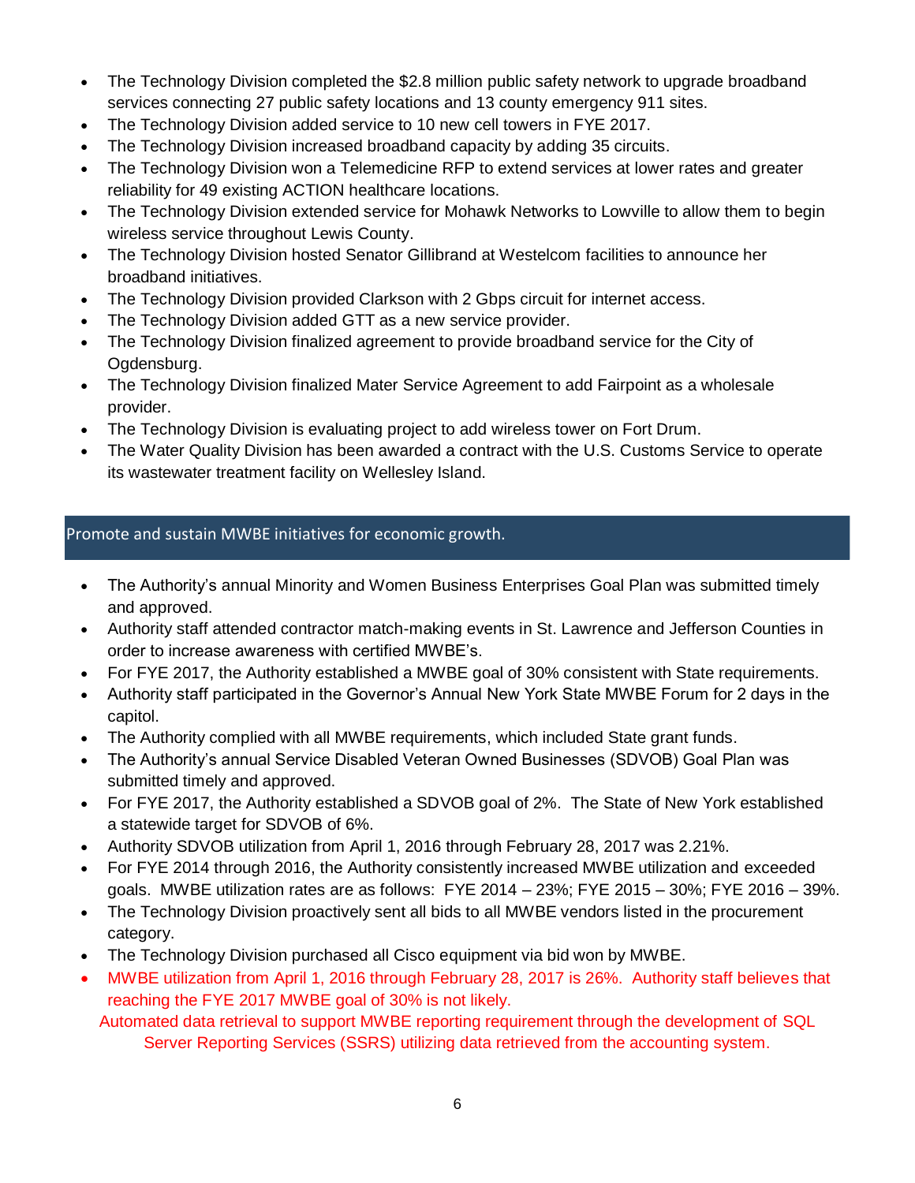- The Technology Division completed the $2.8 million public safety network to upgrade broadband services connecting 27 public safety locations and 13 county emergency 911 sites.
- The Technology Division added service to 10 new cell towers in FYE 2017.
- The Technology Division increased broadband capacity by adding 35 circuits.
- The Technology Division won a Telemedicine RFP to extend services at lower rates and greater reliability for 49 existing ACTION healthcare locations.
- The Technology Division extended service for Mohawk Networks to Lowville to allow them to begin wireless service throughout Lewis County.
- The Technology Division hosted Senator Gillibrand at Westelcom facilities to announce her broadband initiatives.
- The Technology Division provided Clarkson with 2 Gbps circuit for internet access.
- The Technology Division added GTT as a new service provider.
- The Technology Division finalized agreement to provide broadband service for the City of Ogdensburg.
- The Technology Division finalized Mater Service Agreement to add Fairpoint as a wholesale provider.
- The Technology Division is evaluating project to add wireless tower on Fort Drum.
- The Water Quality Division has been awarded a contract with the U.S. Customs Service to operate its wastewater treatment facility on Wellesley Island.

## Promote and sustain MWBE initiatives for economic growth.

- The Authority's annual Minority and Women Business Enterprises Goal Plan was submitted timely and approved.
- Authority staff attended contractor match-making events in St. Lawrence and Jefferson Counties in order to increase awareness with certified MWBE's.
- For FYE 2017, the Authority established a MWBE goal of 30% consistent with State requirements.
- Authority staff participated in the Governor's Annual New York State MWBE Forum for 2 days in the capitol.
- The Authority complied with all MWBE requirements, which included State grant funds.
- The Authority's annual Service Disabled Veteran Owned Businesses (SDVOB) Goal Plan was submitted timely and approved.
- For FYE 2017, the Authority established a SDVOB goal of 2%. The State of New York established a statewide target for SDVOB of 6%.
- Authority SDVOB utilization from April 1, 2016 through February 28, 2017 was 2.21%.
- For FYE 2014 through 2016, the Authority consistently increased MWBE utilization and exceeded goals. MWBE utilization rates are as follows: FYE 2014 – 23%; FYE 2015 – 30%; FYE 2016 – 39%.
- The Technology Division proactively sent all bids to all MWBE vendors listed in the procurement category.
- The Technology Division purchased all Cisco equipment via bid won by MWBE.
- MWBE utilization from April 1, 2016 through February 28, 2017 is 26%. Authority staff believes that reaching the FYE 2017 MWBE goal of 30% is not likely.

Automated data retrieval to support MWBE reporting requirement through the development of SQL Server Reporting Services (SSRS) utilizing data retrieved from the accounting system.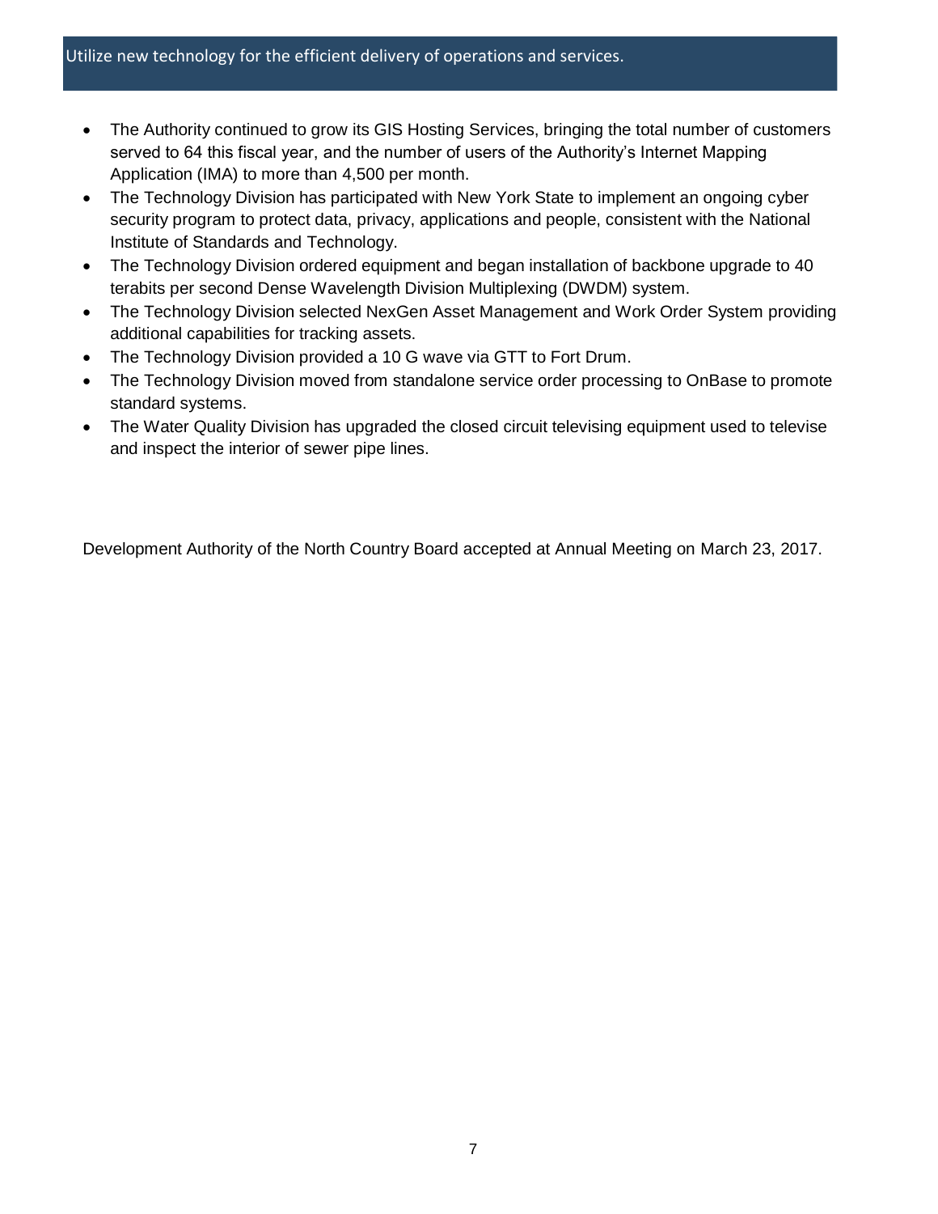## Utilize new technology for the efficient delivery of operations and services.

- The Authority continued to grow its GIS Hosting Services, bringing the total number of customers served to 64 this fiscal year, and the number of users of the Authority's Internet Mapping Application (IMA) to more than 4,500 per month.
- The Technology Division has participated with New York State to implement an ongoing cyber security program to protect data, privacy, applications and people, consistent with the National Institute of Standards and Technology.
- The Technology Division ordered equipment and began installation of backbone upgrade to 40 terabits per second Dense Wavelength Division Multiplexing (DWDM) system.
- The Technology Division selected NexGen Asset Management and Work Order System providing additional capabilities for tracking assets.
- The Technology Division provided a 10 G wave via GTT to Fort Drum.
- The Technology Division moved from standalone service order processing to OnBase to promote standard systems.
- The Water Quality Division has upgraded the closed circuit televising equipment used to televise and inspect the interior of sewer pipe lines.

Development Authority of the North Country Board accepted at Annual Meeting on March 23, 2017.